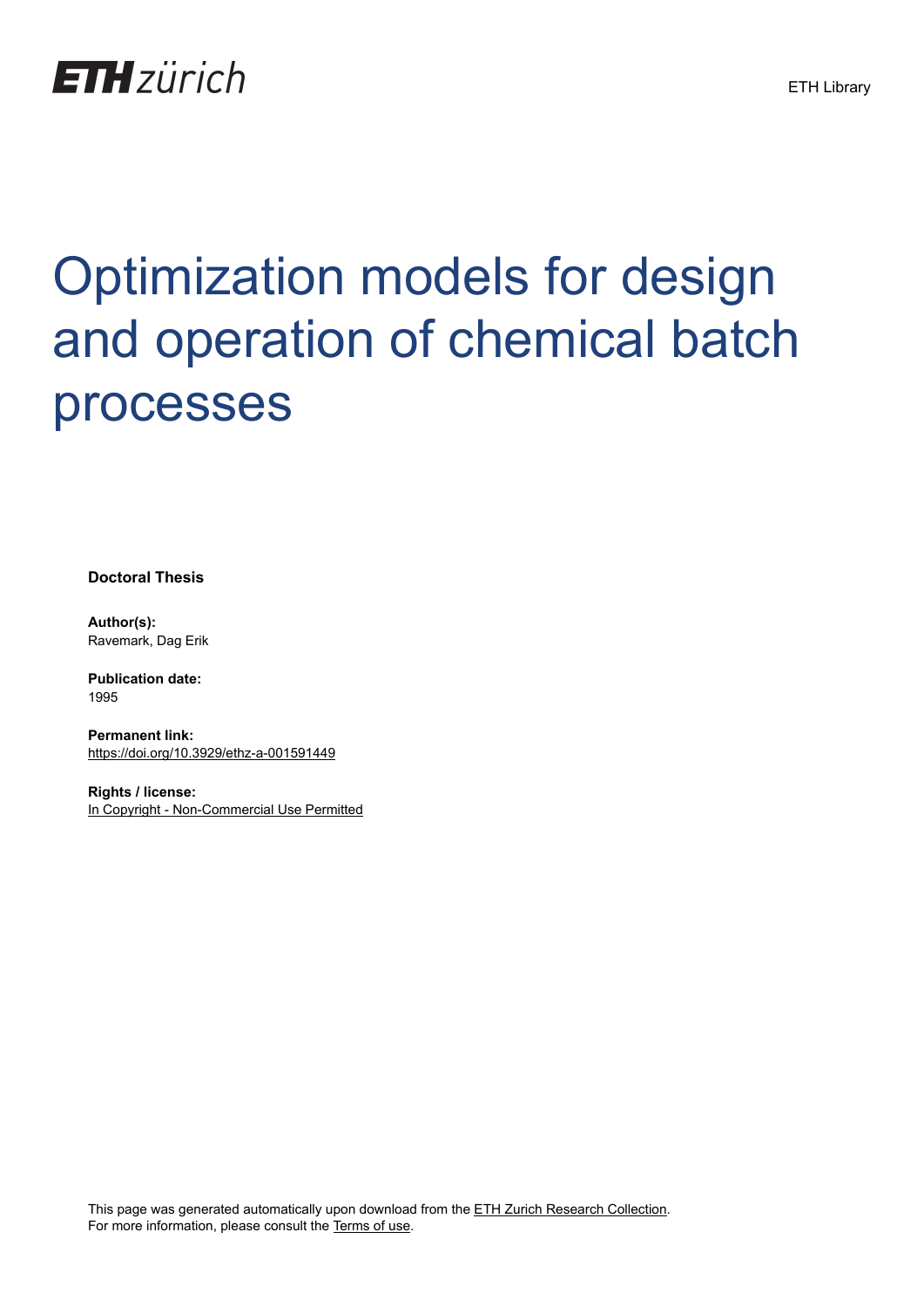ETH zürich

ETH Library

# Optimization models for design and operation of chemical batch processes

**Doctoral Thesis**

**Author(s):**
Ravemark, Dag Erik

**Publication date:**
1995

**Permanent link:**
https://doi.org/10.3929/ethz-a-001591449

**Rights / license:**
In Copyright - Non-Commercial Use Permitted

This page was generated automatically upon download from the ETH Zurich Research Collection.
For more information, please consult the Terms of use.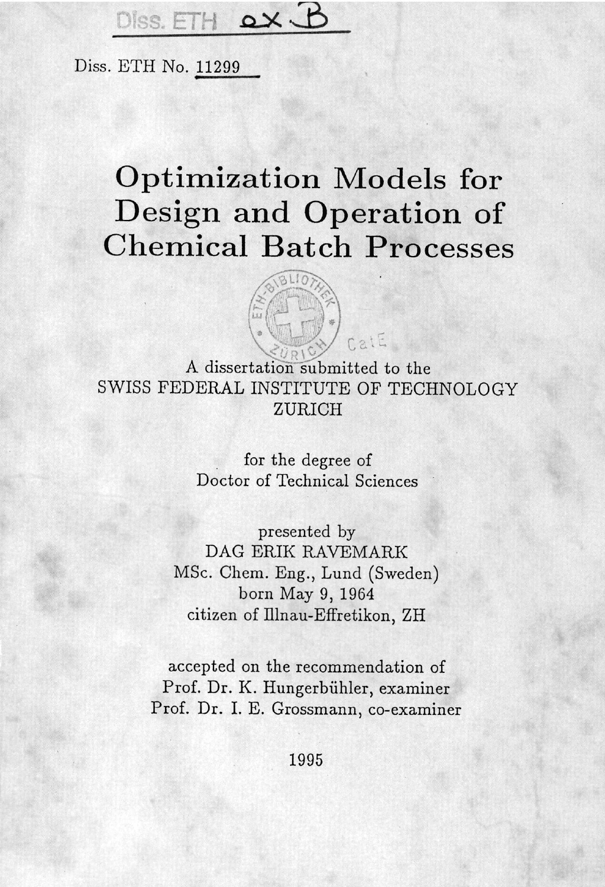Diss. ETH No. 11299

# Optimization Models for Design and Operation of Chemical Batch Processes

A dissertation submitted to the
SWISS FEDERAL INSTITUTE OF TECHNOLOGY
ZURICH

for the degree of
Doctor of Technical Sciences

presented by
DAG ERIK RAVEMARK
MSc. Chem. Eng., Lund (Sweden)
born May 9, 1964
citizen of Illnau-Effretikon, ZH

accepted on the recommendation of
Prof. Dr. K. Hungerbühler, examiner
Prof. Dr. I. E. Grossmann, co-examiner

1995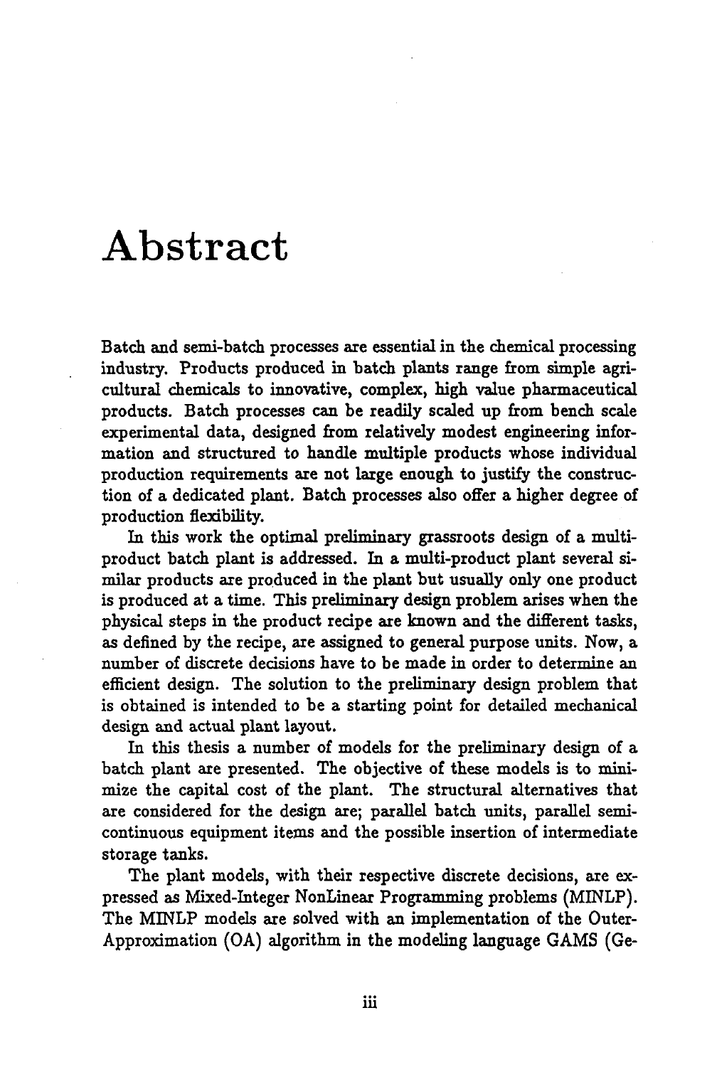# Abstract

Batch and semi-batch processes are essential in the chemical processing industry. Products produced in batch plants range from simple agricultural chemicals to innovative, complex, high value pharmaceutical products. Batch processes can be readily scaled up from bench scale experimental data, designed from relatively modest engineering information and structured to handle multiple products whose individual production requirements are not large enough to justify the construction of a dedicated plant. Batch processes also offer a higher degree of production flexibility.

In this work the optimal preliminary grassroots design of a multiproduct batch plant is addressed. In a multi-product plant several similar products are produced in the plant but usually only one product is produced at a time. This preliminary design problem arises when the physical steps in the product recipe are known and the different tasks, as defined by the recipe, are assigned to general purpose units. Now, a number of discrete decisions have to be made in order to determine an efficient design. The solution to the preliminary design problem that is obtained is intended to be a starting point for detailed mechanical design and actual plant layout.

In this thesis a number of models for the preliminary design of a batch plant are presented. The objective of these models is to minimize the capital cost of the plant. The structural alternatives that are considered for the design are; parallel batch units, parallel semi-continuous equipment items and the possible insertion of intermediate storage tanks.

The plant models, with their respective discrete decisions, are expressed as Mixed-Integer NonLinear Programming problems (MINLP). The MINLP models are solved with an implementation of the Outer-Approximation (OA) algorithm in the modeling language GAMS (Ge-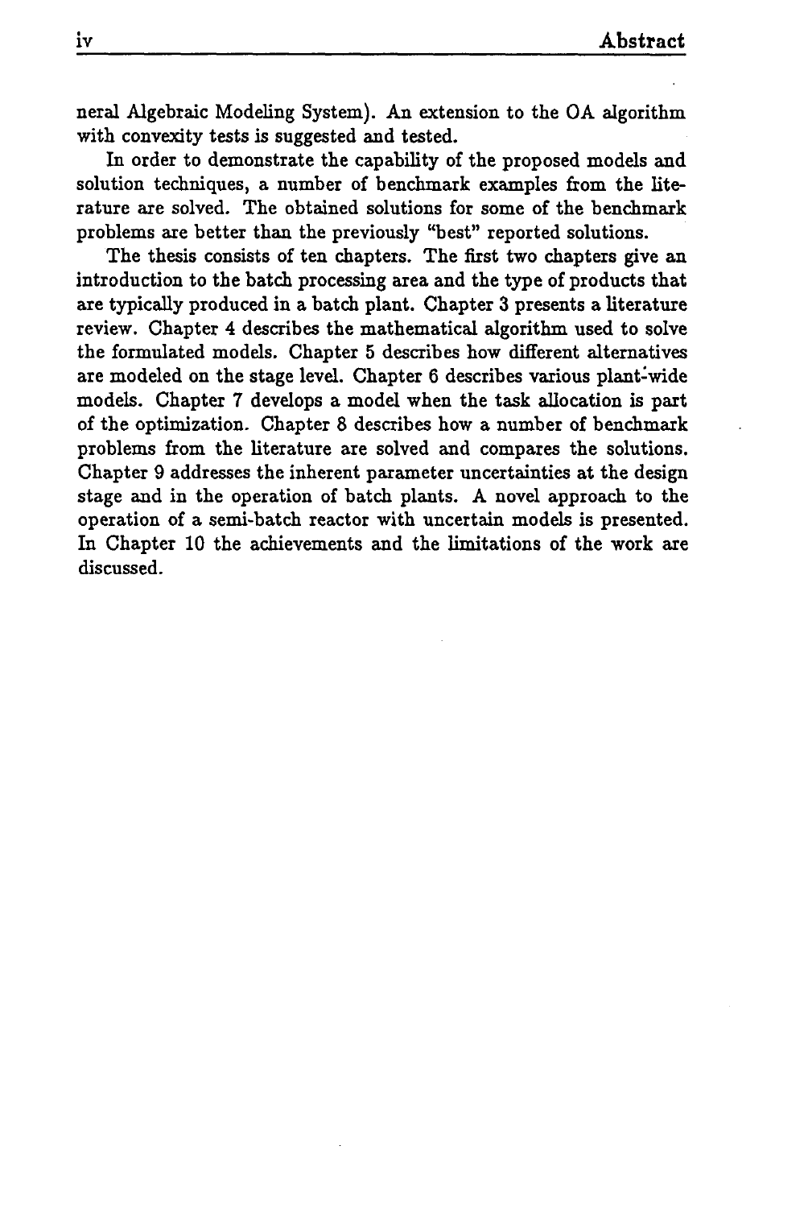neral Algebraic Modeling System). An extension to the OA algorithm with convexity tests is suggested and tested.

In order to demonstrate the capability of the proposed models and solution techniques, a number of benchmark examples from the literature are solved. The obtained solutions for some of the benchmark problems are better than the previously "best" reported solutions.

The thesis consists of ten chapters. The first two chapters give an introduction to the batch processing area and the type of products that are typically produced in a batch plant. Chapter 3 presents a literature review. Chapter 4 describes the mathematical algorithm used to solve the formulated models. Chapter 5 describes how different alternatives are modeled on the stage level. Chapter 6 describes various plant-wide models. Chapter 7 develops a model when the task allocation is part of the optimization. Chapter 8 describes how a number of benchmark problems from the literature are solved and compares the solutions. Chapter 9 addresses the inherent parameter uncertainties at the design stage and in the operation of batch plants. A novel approach to the operation of a semi-batch reactor with uncertain models is presented. In Chapter 10 the achievements and the limitations of the work are discussed.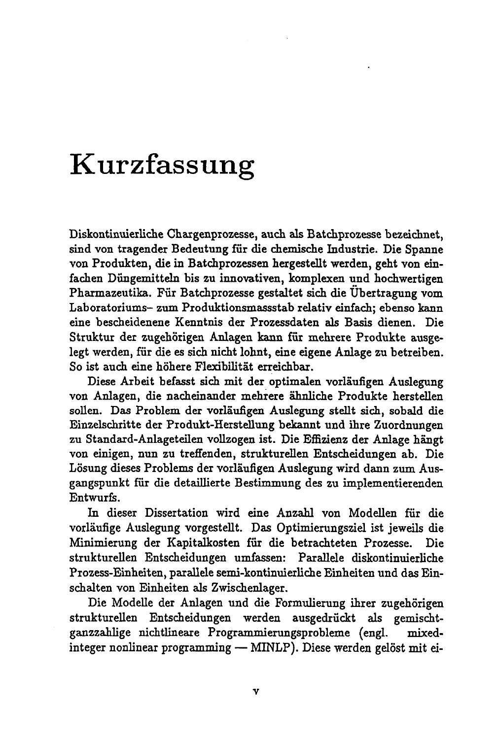# Kurzfassung

Diskontinuierliche Chargenprozesse, auch als Batchprozesse bezeichnet, sind von tragender Bedeutung für die chemische Industrie. Die Spanne von Produkten, die in Batchprozessen hergestellt werden, geht von einfachen Düngemitteln bis zu innovativen, komplexen und hochwertigen Pharmazeutika. Für Batchprozesse gestaltet sich die Übertragung vom Laboratoriums- zum Produktionsmassstab relativ einfach; ebenso kann eine bescheidenene Kenntnis der Prozessdaten als Basis dienen. Die Struktur der zugehörigen Anlagen kann für mehrere Produkte ausgelegt werden, für die es sich nicht lohnt, eine eigene Anlage zu betreiben. So ist auch eine höhere Flexibilität erreichbar.

Diese Arbeit befasst sich mit der optimalen vorläufigen Auslegung von Anlagen, die nacheinander mehrere ähnliche Produkte herstellen sollen. Das Problem der vorläufigen Auslegung stellt sich, sobald die Einzelschritte der Produkt-Herstellung bekannt und ihre Zuordnungen zu Standard-Anlageteilen vollzogen ist. Die Effizienz der Anlage hängt von einigen, nun zu treffenden, strukturellen Entscheidungen ab. Die Lösung dieses Problems der vorläufigen Auslegung wird dann zum Ausgangspunkt für die detaillierte Bestimmung des zu implementierenden Entwurfs.

In dieser Dissertation wird eine Anzahl von Modellen für die vorläufige Auslegung vorgestellt. Das Optimierungsziel ist jeweils die Minimierung der Kapitalkosten für die betrachteten Prozesse. Die strukturellen Entscheidungen umfassen: Parallele diskontinuierliche Prozess-Einheiten, parallele semi-kontinuierliche Einheiten und das Einschalten von Einheiten als Zwischenlager.

Die Modelle der Anlagen und die Formulierung ihrer zugehörigen strukturellen Entscheidungen werden ausgedrückt als gemischt-ganzzahlige nichtlineare Programmierungsprobleme (engl. mixed-integer nonlinear programming — MINLP). Diese werden gelöst mit ei-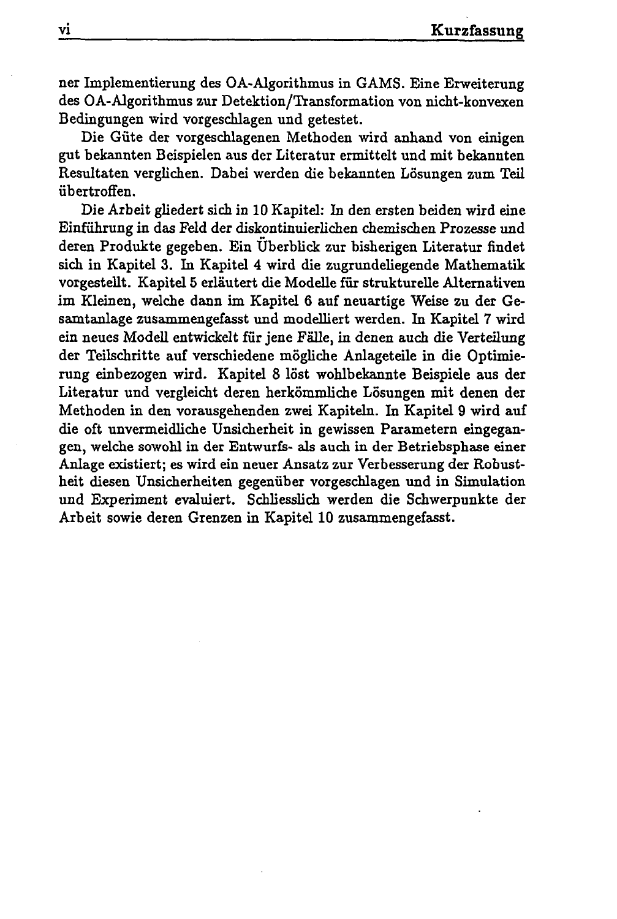ner Implementierung des OA-Algorithmus in GAMS. Eine Erweiterung des OA-Algorithmus zur Detektion/Transformation von nicht-konvexen Bedingungen wird vorgeschlagen und getestet.

Die Güte der vorgeschlagenen Methoden wird anhand von einigen gut bekannten Beispielen aus der Literatur ermittelt und mit bekannten Resultaten verglichen. Dabei werden die bekannten Lösungen zum Teil übertroffen.

Die Arbeit gliedert sich in 10 Kapitel: In den ersten beiden wird eine Einführung in das Feld der diskontinuierlichen chemischen Prozesse und deren Produkte gegeben. Ein Überblick zur bisherigen Literatur findet sich in Kapitel 3. In Kapitel 4 wird die zugrundeliegende Mathematik vorgestellt. Kapitel 5 erläutert die Modelle für strukturelle Alternativen im Kleinen, welche dann im Kapitel 6 auf neuartige Weise zu der Gesamtanlage zusammengefasst und modelliert werden. In Kapitel 7 wird ein neues Modell entwickelt für jene Fälle, in denen auch die Verteilung der Teilschritte auf verschiedene mögliche Anlageteile in die Optimierung einbezogen wird. Kapitel 8 löst wohlbekannte Beispiele aus der Literatur und vergleicht deren herkömmliche Lösungen mit denen der Methoden in den vorausgehenden zwei Kapiteln. In Kapitel 9 wird auf die oft unvermeidliche Unsicherheit in gewissen Parametern eingegangen, welche sowohl in der Entwurfs- als auch in der Betriebsphase einer Anlage existiert; es wird ein neuer Ansatz zur Verbesserung der Robustheit diesen Unsicherheiten gegenüber vorgeschlagen und in Simulation und Experiment evaluiert. Schliesslich werden die Schwerpunkte der Arbeit sowie deren Grenzen in Kapitel 10 zusammengefasst.